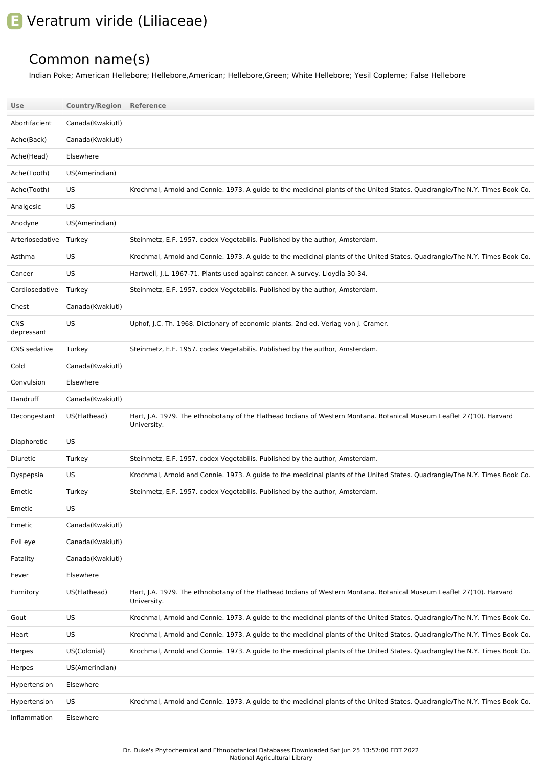# E Veratrum viride (Liliaceae)

## Common name(s)

Indian Poke; American Hellebore; Hellebore,American; Hellebore,Green; White Hellebore; Yesil Copleme; False Hellebore

| Use | Country/Region | Reference |
|---|---|---|
| Abortifacient | Canada(Kwakiutl) | |
| Ache(Back) | Canada(Kwakiutl) | |
| Ache(Head) | Elsewhere | |
| Ache(Tooth) | US(Amerindian) | |
| Ache(Tooth) | US | Krochmal, Arnold and Connie. 1973. A guide to the medicinal plants of the United States. Quadrangle/The N.Y. Times Book Co. |
| Analgesic | US | |
| Anodyne | US(Amerindian) | |
| Arteriosedative | Turkey | Steinmetz, E.F. 1957. codex Vegetabilis. Published by the author, Amsterdam. |
| Asthma | US | Krochmal, Arnold and Connie. 1973. A guide to the medicinal plants of the United States. Quadrangle/The N.Y. Times Book Co. |
| Cancer | US | Hartwell, J.L. 1967-71. Plants used against cancer. A survey. Lloydia 30-34. |
| Cardiosedative | Turkey | Steinmetz, E.F. 1957. codex Vegetabilis. Published by the author, Amsterdam. |
| Chest | Canada(Kwakiutl) | |
| CNS depressant | US | Uphof, J.C. Th. 1968. Dictionary of economic plants. 2nd ed. Verlag von J. Cramer. |
| CNS sedative | Turkey | Steinmetz, E.F. 1957. codex Vegetabilis. Published by the author, Amsterdam. |
| Cold | Canada(Kwakiutl) | |
| Convulsion | Elsewhere | |
| Dandruff | Canada(Kwakiutl) | |
| Decongestant | US(Flathead) | Hart, J.A. 1979. The ethnobotany of the Flathead Indians of Western Montana. Botanical Museum Leaflet 27(10). Harvard University. |
| Diaphoretic | US | |
| Diuretic | Turkey | Steinmetz, E.F. 1957. codex Vegetabilis. Published by the author, Amsterdam. |
| Dyspepsia | US | Krochmal, Arnold and Connie. 1973. A guide to the medicinal plants of the United States. Quadrangle/The N.Y. Times Book Co. |
| Emetic | Turkey | Steinmetz, E.F. 1957. codex Vegetabilis. Published by the author, Amsterdam. |
| Emetic | US | |
| Emetic | Canada(Kwakiutl) | |
| Evil eye | Canada(Kwakiutl) | |
| Fatality | Canada(Kwakiutl) | |
| Fever | Elsewhere | |
| Fumitory | US(Flathead) | Hart, J.A. 1979. The ethnobotany of the Flathead Indians of Western Montana. Botanical Museum Leaflet 27(10). Harvard University. |
| Gout | US | Krochmal, Arnold and Connie. 1973. A guide to the medicinal plants of the United States. Quadrangle/The N.Y. Times Book Co. |
| Heart | US | Krochmal, Arnold and Connie. 1973. A guide to the medicinal plants of the United States. Quadrangle/The N.Y. Times Book Co. |
| Herpes | US(Colonial) | Krochmal, Arnold and Connie. 1973. A guide to the medicinal plants of the United States. Quadrangle/The N.Y. Times Book Co. |
| Herpes | US(Amerindian) | |
| Hypertension | Elsewhere | |
| Hypertension | US | Krochmal, Arnold and Connie. 1973. A guide to the medicinal plants of the United States. Quadrangle/The N.Y. Times Book Co. |
| Inflammation | Elsewhere | |

Dr. Duke's Phytochemical and Ethnobotanical Databases Downloaded Sat Jun 25 13:57:00 EDT 2022
National Agricultural Library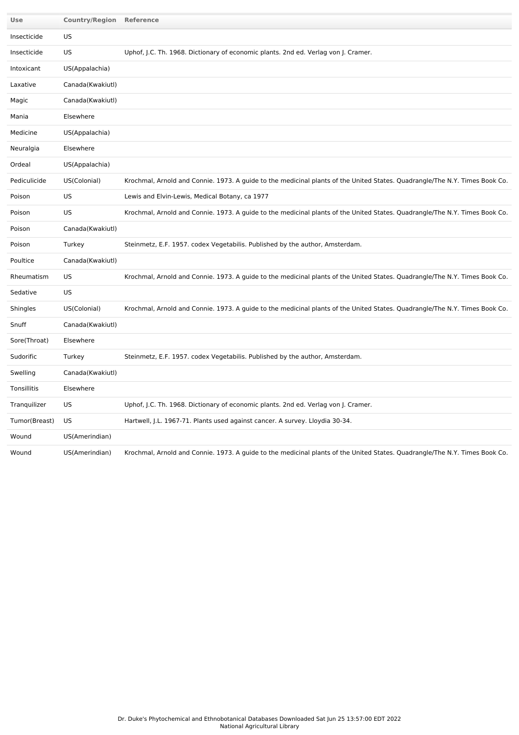| Use | Country/Region | Reference |
|---|---|---|
| Insecticide | US | |
| Insecticide | US | Uphof, J.C. Th. 1968. Dictionary of economic plants. 2nd ed. Verlag von J. Cramer. |
| Intoxicant | US(Appalachia) | |
| Laxative | Canada(Kwakiutl) | |
| Magic | Canada(Kwakiutl) | |
| Mania | Elsewhere | |
| Medicine | US(Appalachia) | |
| Neuralgia | Elsewhere | |
| Ordeal | US(Appalachia) | |
| Pediculicide | US(Colonial) | Krochmal, Arnold and Connie. 1973. A guide to the medicinal plants of the United States. Quadrangle/The N.Y. Times Book Co. |
| Poison | US | Lewis and Elvin-Lewis, Medical Botany, ca 1977 |
| Poison | US | Krochmal, Arnold and Connie. 1973. A guide to the medicinal plants of the United States. Quadrangle/The N.Y. Times Book Co. |
| Poison | Canada(Kwakiutl) | |
| Poison | Turkey | Steinmetz, E.F. 1957. codex Vegetabilis. Published by the author, Amsterdam. |
| Poultice | Canada(Kwakiutl) | |
| Rheumatism | US | Krochmal, Arnold and Connie. 1973. A guide to the medicinal plants of the United States. Quadrangle/The N.Y. Times Book Co. |
| Sedative | US | |
| Shingles | US(Colonial) | Krochmal, Arnold and Connie. 1973. A guide to the medicinal plants of the United States. Quadrangle/The N.Y. Times Book Co. |
| Snuff | Canada(Kwakiutl) | |
| Sore(Throat) | Elsewhere | |
| Sudorific | Turkey | Steinmetz, E.F. 1957. codex Vegetabilis. Published by the author, Amsterdam. |
| Swelling | Canada(Kwakiutl) | |
| Tonsillitis | Elsewhere | |
| Tranquilizer | US | Uphof, J.C. Th. 1968. Dictionary of economic plants. 2nd ed. Verlag von J. Cramer. |
| Tumor(Breast) | US | Hartwell, J.L. 1967-71. Plants used against cancer. A survey. Lloydia 30-34. |
| Wound | US(Amerindian) | |
| Wound | US(Amerindian) | Krochmal, Arnold and Connie. 1973. A guide to the medicinal plants of the United States. Quadrangle/The N.Y. Times Book Co. |